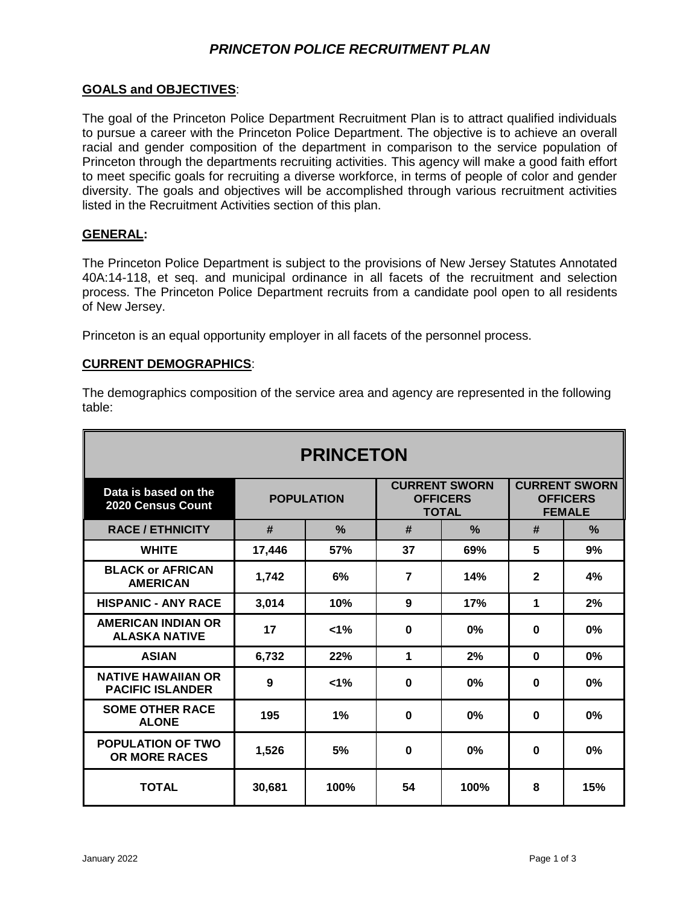# *PRINCETON POLICE RECRUITMENT PLAN*

## GOALS and OBJECTIVES:

The goal of the Princeton Police Department Recruitment Plan is to attract qualified individuals to pursue a career with the Princeton Police Department. The objective is to achieve an overall racial and gender composition of the department in comparison to the service population of Princeton through the departments recruiting activities. This agency will make a good faith effort to meet specific goals for recruiting a diverse workforce, in terms of people of color and gender diversity. The goals and objectives will be accomplished through various recruitment activities listed in the Recruitment Activities section of this plan.

## GENERAL:

The Princeton Police Department is subject to the provisions of New Jersey Statutes Annotated 40A:14-118, et seq. and municipal ordinance in all facets of the recruitment and selection process. The Princeton Police Department recruits from a candidate pool open to all residents of New Jersey.

Princeton is an equal opportunity employer in all facets of the personnel process.

## CURRENT DEMOGRAPHICS:

The demographics composition of the service area and agency are represented in the following table:

| PRINCETON | | | | | | |
|---|---|---|---|---|---|---|
| **Data is based on the 2020 Census Count** | **POPULATION** | | **CURRENT SWORN OFFICERS TOTAL** | | **CURRENT SWORN OFFICERS FEMALE** | |
| **RACE / ETHNICITY** | **#** | **%** | **#** | **%** | **#** | **%** |
| **WHITE** | 17,446 | 57% | 37 | 69% | 5 | 9% |
| **BLACK or AFRICAN AMERICAN** | 1,742 | 6% | 7 | 14% | 2 | 4% |
| **HISPANIC - ANY RACE** | 3,014 | 10% | 9 | 17% | 1 | 2% |
| **AMERICAN INDIAN OR ALASKA NATIVE** | 17 | <1% | 0 | 0% | 0 | 0% |
| **ASIAN** | 6,732 | 22% | 1 | 2% | 0 | 0% |
| **NATIVE HAWAIIAN OR PACIFIC ISLANDER** | 9 | <1% | 0 | 0% | 0 | 0% |
| **SOME OTHER RACE ALONE** | 195 | 1% | 0 | 0% | 0 | 0% |
| **POPULATION OF TWO OR MORE RACES** | 1,526 | 5% | 0 | 0% | 0 | 0% |
| **TOTAL** | 30,681 | 100% | 54 | 100% | 8 | 15% |

January 2022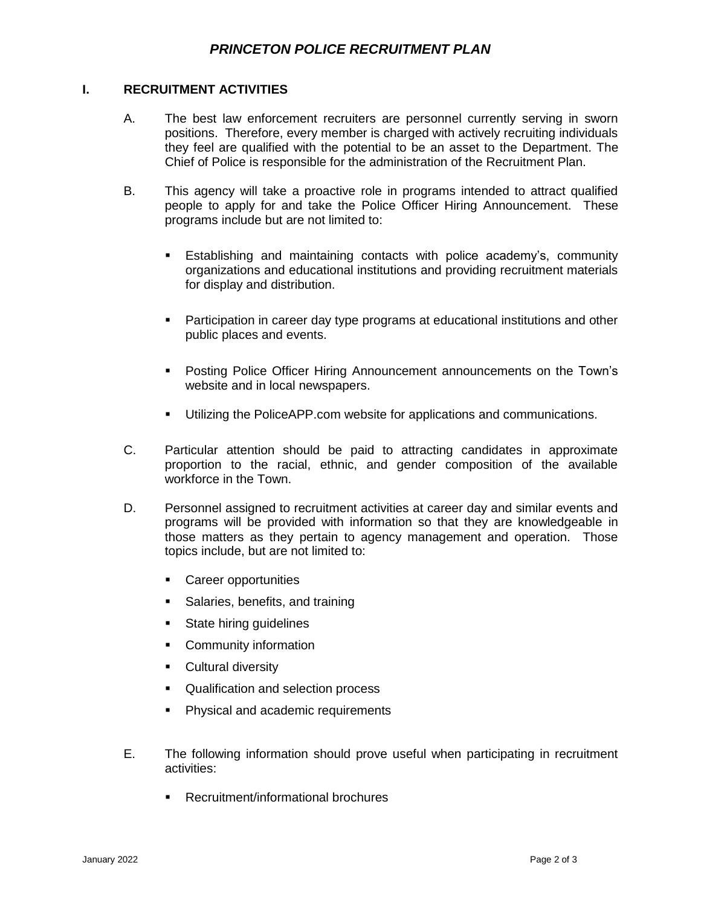# *PRINCETON POLICE RECRUITMENT PLAN*

## I. RECRUITMENT ACTIVITIES

A. The best law enforcement recruiters are personnel currently serving in sworn positions. Therefore, every member is charged with actively recruiting individuals they feel are qualified with the potential to be an asset to the Department. The Chief of Police is responsible for the administration of the Recruitment Plan.

B. This agency will take a proactive role in programs intended to attract qualified people to apply for and take the Police Officer Hiring Announcement. These programs include but are not limited to:

- Establishing and maintaining contacts with police academy's, community organizations and educational institutions and providing recruitment materials for display and distribution.
- Participation in career day type programs at educational institutions and other public places and events.
- Posting Police Officer Hiring Announcement announcements on the Town's website and in local newspapers.
- Utilizing the PoliceAPP.com website for applications and communications.

C. Particular attention should be paid to attracting candidates in approximate proportion to the racial, ethnic, and gender composition of the available workforce in the Town.

D. Personnel assigned to recruitment activities at career day and similar events and programs will be provided with information so that they are knowledgeable in those matters as they pertain to agency management and operation. Those topics include, but are not limited to:

- Career opportunities
- Salaries, benefits, and training
- State hiring guidelines
- Community information
- Cultural diversity
- Qualification and selection process
- Physical and academic requirements

E. The following information should prove useful when participating in recruitment activities:

- Recruitment/informational brochures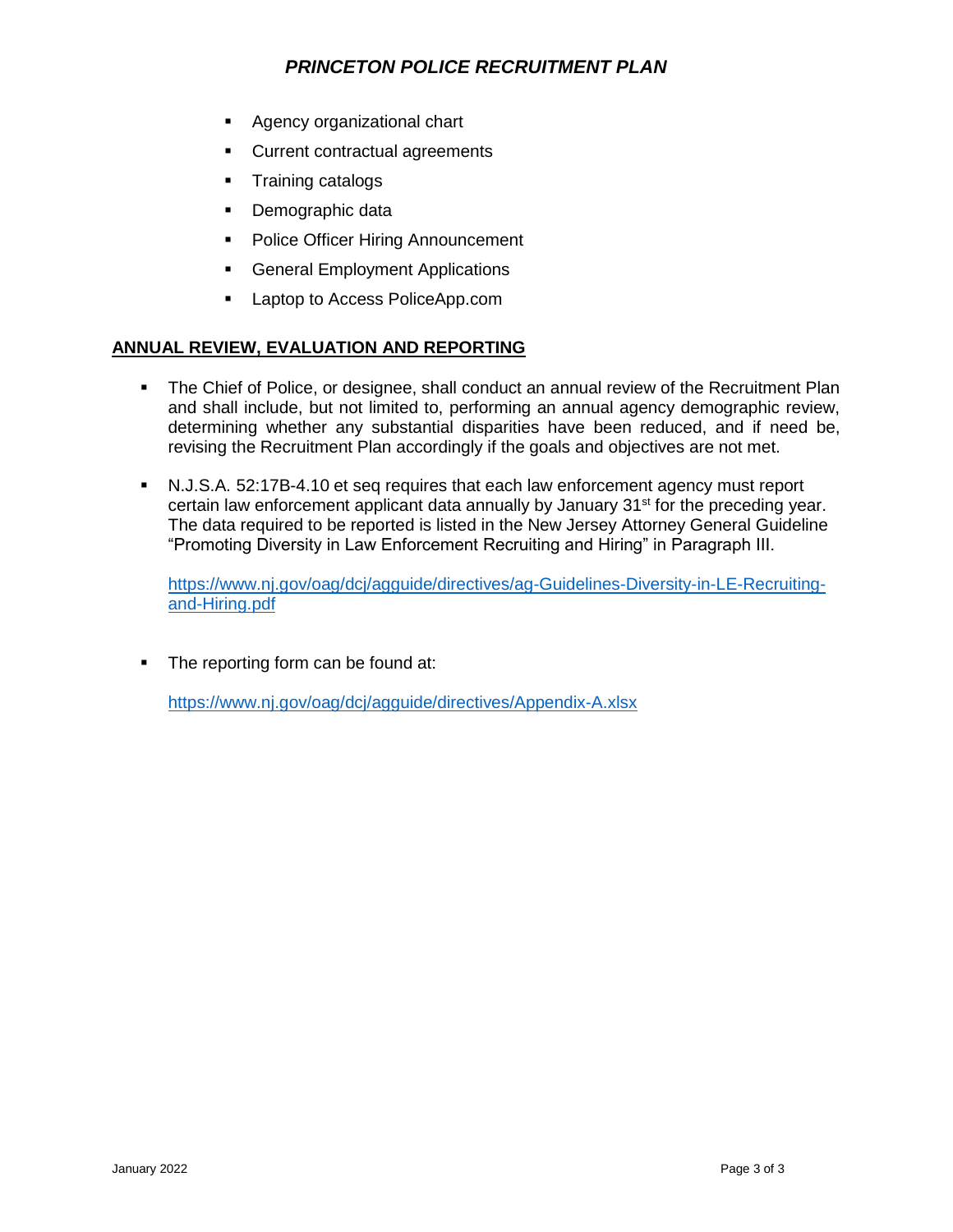- Agency organizational chart
- Current contractual agreements
- Training catalogs
- Demographic data
- Police Officer Hiring Announcement
- General Employment Applications
- Laptop to Access PoliceApp.com

## ANNUAL REVIEW, EVALUATION AND REPORTING

- The Chief of Police, or designee, shall conduct an annual review of the Recruitment Plan and shall include, but not limited to, performing an annual agency demographic review, determining whether any substantial disparities have been reduced, and if need be, revising the Recruitment Plan accordingly if the goals and objectives are not met.

- N.J.S.A. 52:17B-4.10 et seq requires that each law enforcement agency must report certain law enforcement applicant data annually by January 31st for the preceding year. The data required to be reported is listed in the New Jersey Attorney General Guideline "Promoting Diversity in Law Enforcement Recruiting and Hiring" in Paragraph III.

  https://www.nj.gov/oag/dcj/agguide/directives/ag-Guidelines-Diversity-in-LE-Recruiting-and-Hiring.pdf

- The reporting form can be found at:

  https://www.nj.gov/oag/dcj/agguide/directives/Appendix-A.xlsx